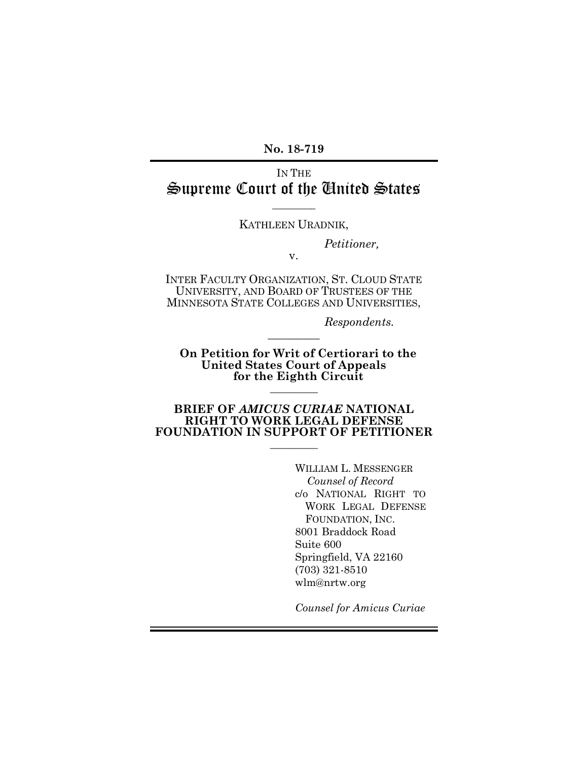**No. 18-719**

IN THE

# Supreme Court of the United States

---

KATHLEEN URADNIK,

*Petitioner,*

v.

INTER FACULTY ORGANIZATION, ST. CLOUD STATE UNIVERSITY, AND BOARD OF TRUSTEES OF THE MINNESOTA STATE COLLEGES AND UNIVERSITIES,

*Respondents.*

---

**On Petition for Writ of Certiorari to the United States Court of Appeals for the Eighth Circuit**

---

**BRIEF OF *AMICUS CURIAE* NATIONAL RIGHT TO WORK LEGAL DEFENSE FOUNDATION IN SUPPORT OF PETITIONER**

---

WILLIAM L. MESSENGER
*Counsel of Record*
c/o NATIONAL RIGHT TO WORK LEGAL DEFENSE FOUNDATION, INC.
8001 Braddock Road
Suite 600
Springfield, VA 22160
(703) 321-8510
wlm@nrtw.org

*Counsel for Amicus Curiae*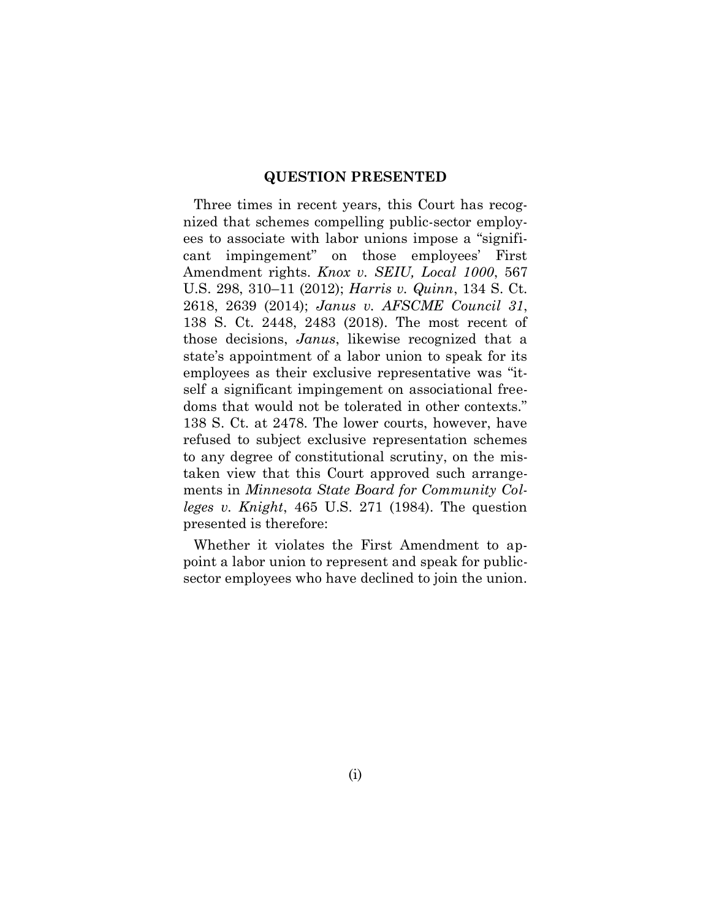## QUESTION PRESENTED

Three times in recent years, this Court has recognized that schemes compelling public-sector employees to associate with labor unions impose a "significant impingement" on those employees' First Amendment rights. *Knox v. SEIU, Local 1000*, 567 U.S. 298, 310–11 (2012); *Harris v. Quinn*, 134 S. Ct. 2618, 2639 (2014); *Janus v. AFSCME Council 31*, 138 S. Ct. 2448, 2483 (2018). The most recent of those decisions, *Janus*, likewise recognized that a state's appointment of a labor union to speak for its employees as their exclusive representative was "itself a significant impingement on associational freedoms that would not be tolerated in other contexts." 138 S. Ct. at 2478. The lower courts, however, have refused to subject exclusive representation schemes to any degree of constitutional scrutiny, on the mistaken view that this Court approved such arrangements in *Minnesota State Board for Community Colleges v. Knight*, 465 U.S. 271 (1984). The question presented is therefore:

Whether it violates the First Amendment to appoint a labor union to represent and speak for public-sector employees who have declined to join the union.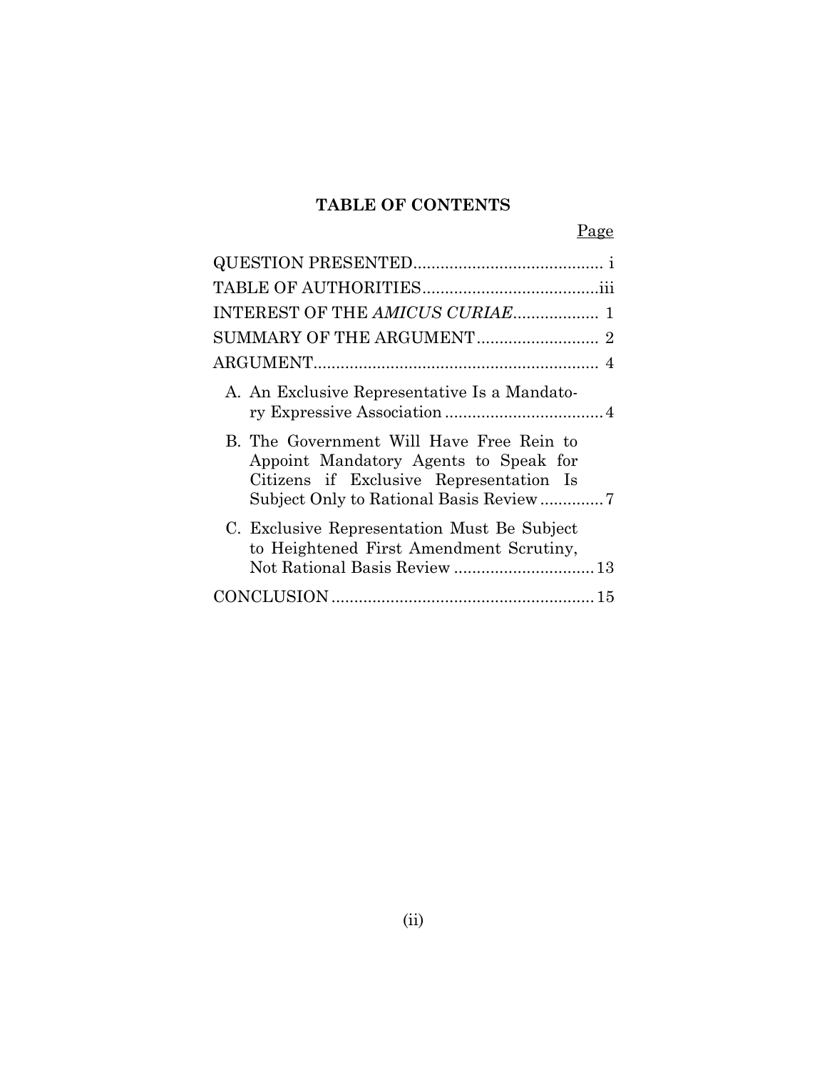## TABLE OF CONTENTS

| | Page |
|---|---|
| QUESTION PRESENTED | i |
| TABLE OF AUTHORITIES | iii |
| INTEREST OF THE *AMICUS CURIAE* | 1 |
| SUMMARY OF THE ARGUMENT | 2 |
| ARGUMENT | 4 |
| A. An Exclusive Representative Is a Mandatory Expressive Association | 4 |
| B. The Government Will Have Free Rein to Appoint Mandatory Agents to Speak for Citizens if Exclusive Representation Is Subject Only to Rational Basis Review | 7 |
| C. Exclusive Representation Must Be Subject to Heightened First Amendment Scrutiny, Not Rational Basis Review | 13 |
| CONCLUSION | 15 |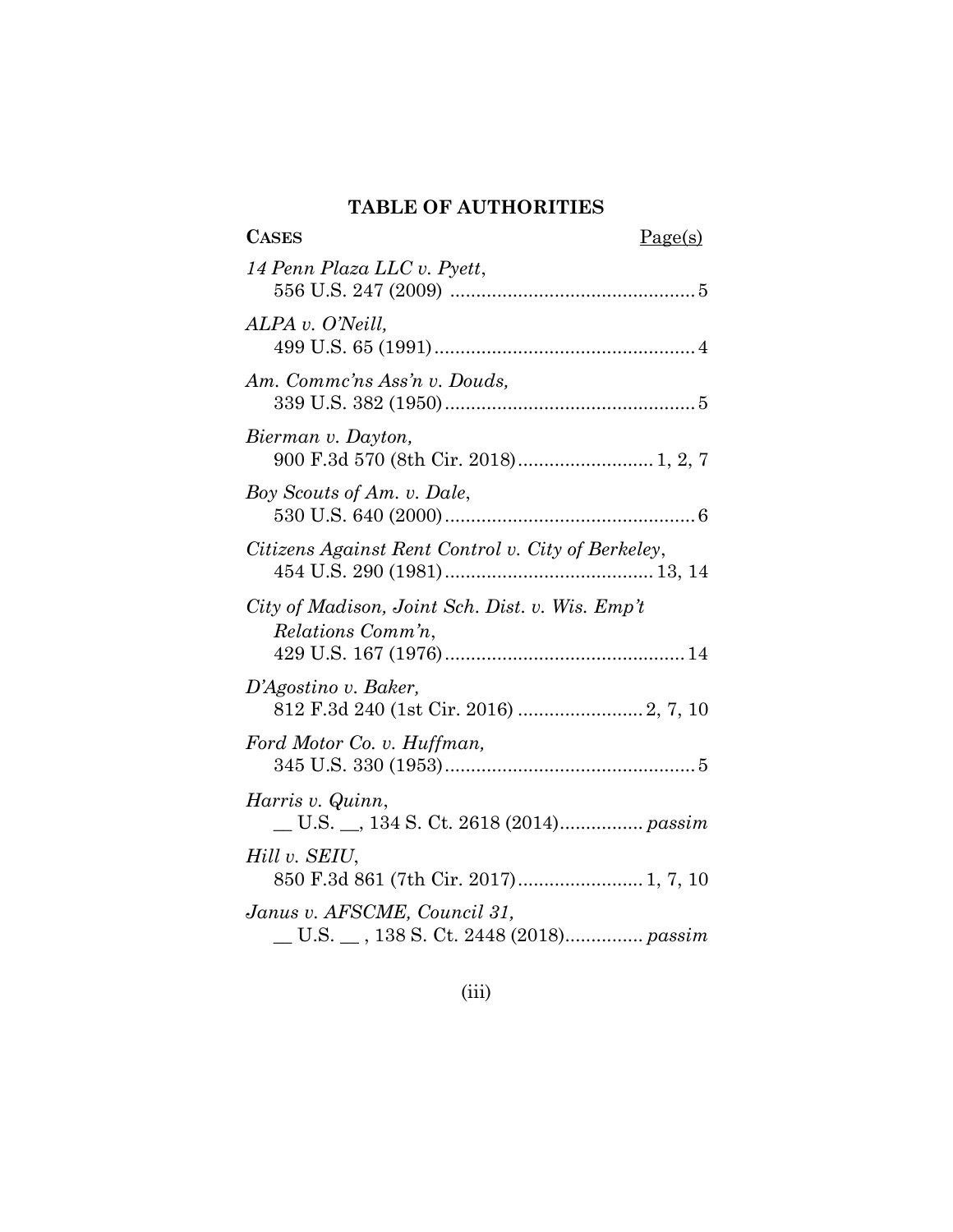## TABLE OF AUTHORITIES

**CASES** Page(s)

*14 Penn Plaza LLC v. Pyett*,
556 U.S. 247 (2009) .............................................. 5

*ALPA v. O'Neill,*
499 U.S. 65 (1991) .................................................. 4

*Am. Commc'ns Ass'n v. Douds,*
339 U.S. 382 (1950) ................................................ 5

*Bierman v. Dayton,*
900 F.3d 570 (8th Cir. 2018) .......................... 1, 2, 7

*Boy Scouts of Am. v. Dale*,
530 U.S. 640 (2000) ................................................ 6

*Citizens Against Rent Control v. City of Berkeley*,
454 U.S. 290 (1981) ........................................ 13, 14

*City of Madison, Joint Sch. Dist. v. Wis. Emp't Relations Comm'n*,
429 U.S. 167 (1976) .............................................. 14

*D'Agostino v. Baker,*
812 F.3d 240 (1st Cir. 2016) ........................ 2, 7, 10

*Ford Motor Co. v. Huffman,*
345 U.S. 330 (1953) ................................................ 5

*Harris v. Quinn*,
__ U.S. __, 134 S. Ct. 2618 (2014) ................ *passim*

*Hill v. SEIU*,
850 F.3d 861 (7th Cir. 2017) ........................ 1, 7, 10

*Janus v. AFSCME, Council 31,*
__ U.S. __ , 138 S. Ct. 2448 (2018) ............... *passim*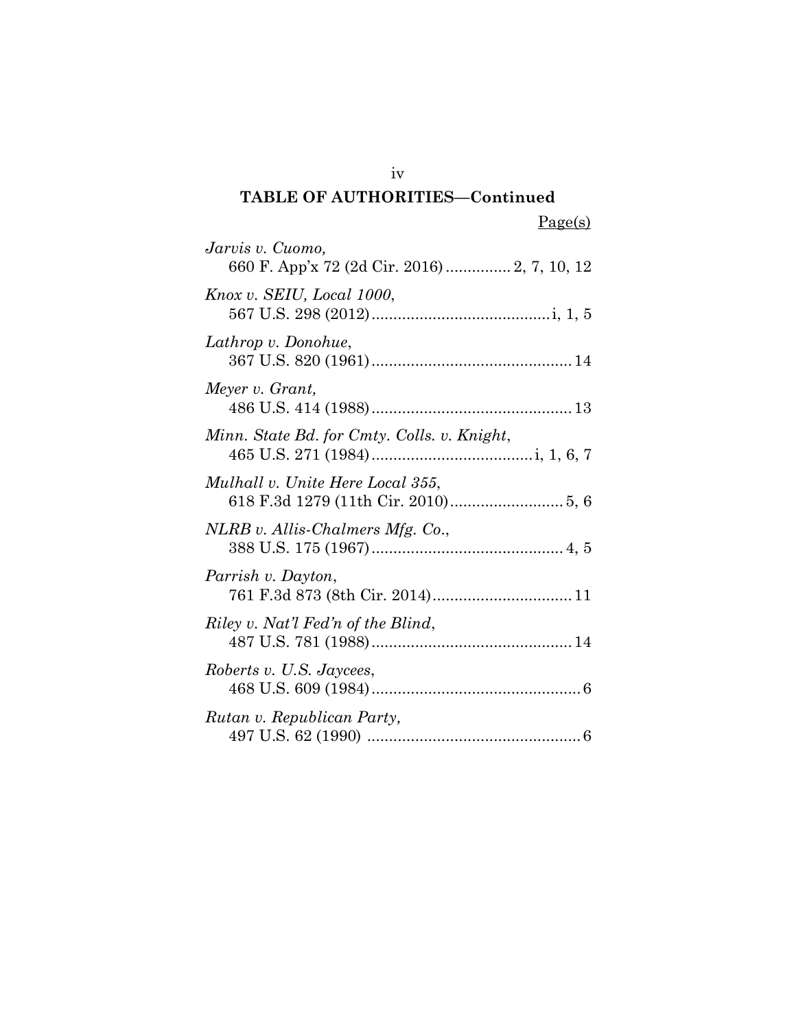## TABLE OF AUTHORITIES—Continued

Page(s)

*Jarvis v. Cuomo*,
660 F. App'x 72 (2d Cir. 2016) .............. 2, 7, 10, 12

*Knox v. SEIU, Local 1000*,
567 U.S. 298 (2012) ........................................ i, 1, 5

*Lathrop v. Donohue*,
367 U.S. 820 (1961) ............................................. 14

*Meyer v. Grant*,
486 U.S. 414 (1988) ............................................. 13

*Minn. State Bd. for Cmty. Colls. v. Knight*,
465 U.S. 271 (1984) .................................... i, 1, 6, 7

*Mulhall v. Unite Here Local 355*,
618 F.3d 1279 (11th Cir. 2010) .......................... 5, 6

*NLRB v. Allis-Chalmers Mfg. Co.*,
388 U.S. 175 (1967) ........................................... 4, 5

*Parrish v. Dayton*,
761 F.3d 873 (8th Cir. 2014) ............................... 11

*Riley v. Nat'l Fed'n of the Blind*,
487 U.S. 781 (1988) ............................................. 14

*Roberts v. U.S. Jaycees*,
468 U.S. 609 (1984) ............................................... 6

*Rutan v. Republican Party*,
497 U.S. 62 (1990) ................................................ 6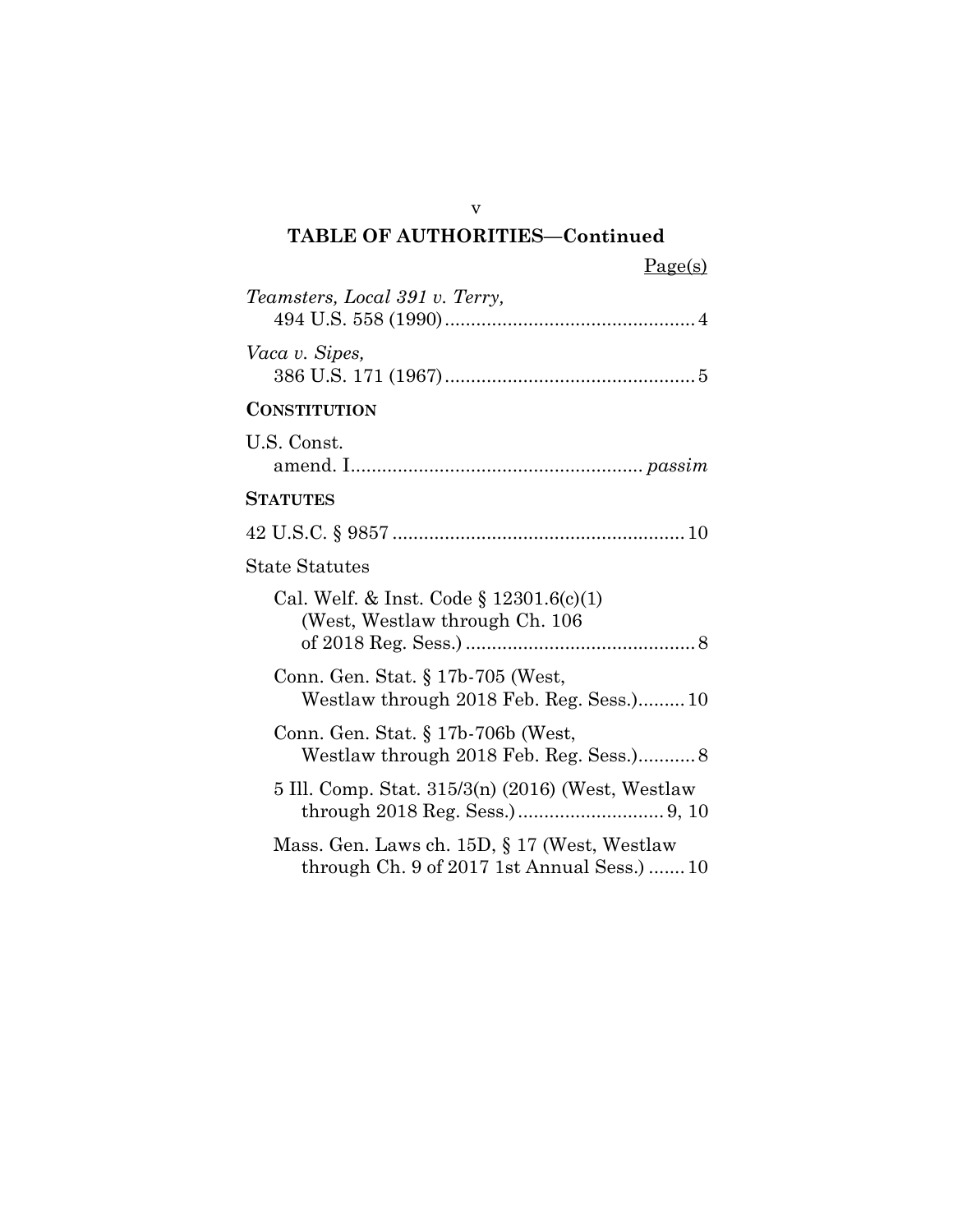## TABLE OF AUTHORITIES—Continued

Page(s)

*Teamsters, Local 391 v. Terry,*
494 U.S. 558 (1990)................................................ 4

*Vaca v. Sipes,*
386 U.S. 171 (1967)................................................ 5

**CONSTITUTION**

U.S. Const.
amend. I....................................................... *passim*

**STATUTES**

42 U.S.C. § 9857 ....................................................... 10

State Statutes

Cal. Welf. & Inst. Code § 12301.6(c)(1) (West, Westlaw through Ch. 106 of 2018 Reg. Sess.) ............................................ 8

Conn. Gen. Stat. § 17b-705 (West, Westlaw through 2018 Feb. Reg. Sess.)......... 10

Conn. Gen. Stat. § 17b-706b (West, Westlaw through 2018 Feb. Reg. Sess.)........... 8

5 Ill. Comp. Stat. 315/3(n) (2016) (West, Westlaw through 2018 Reg. Sess.)............................ 9, 10

Mass. Gen. Laws ch. 15D, § 17 (West, Westlaw through Ch. 9 of 2017 1st Annual Sess.) ....... 10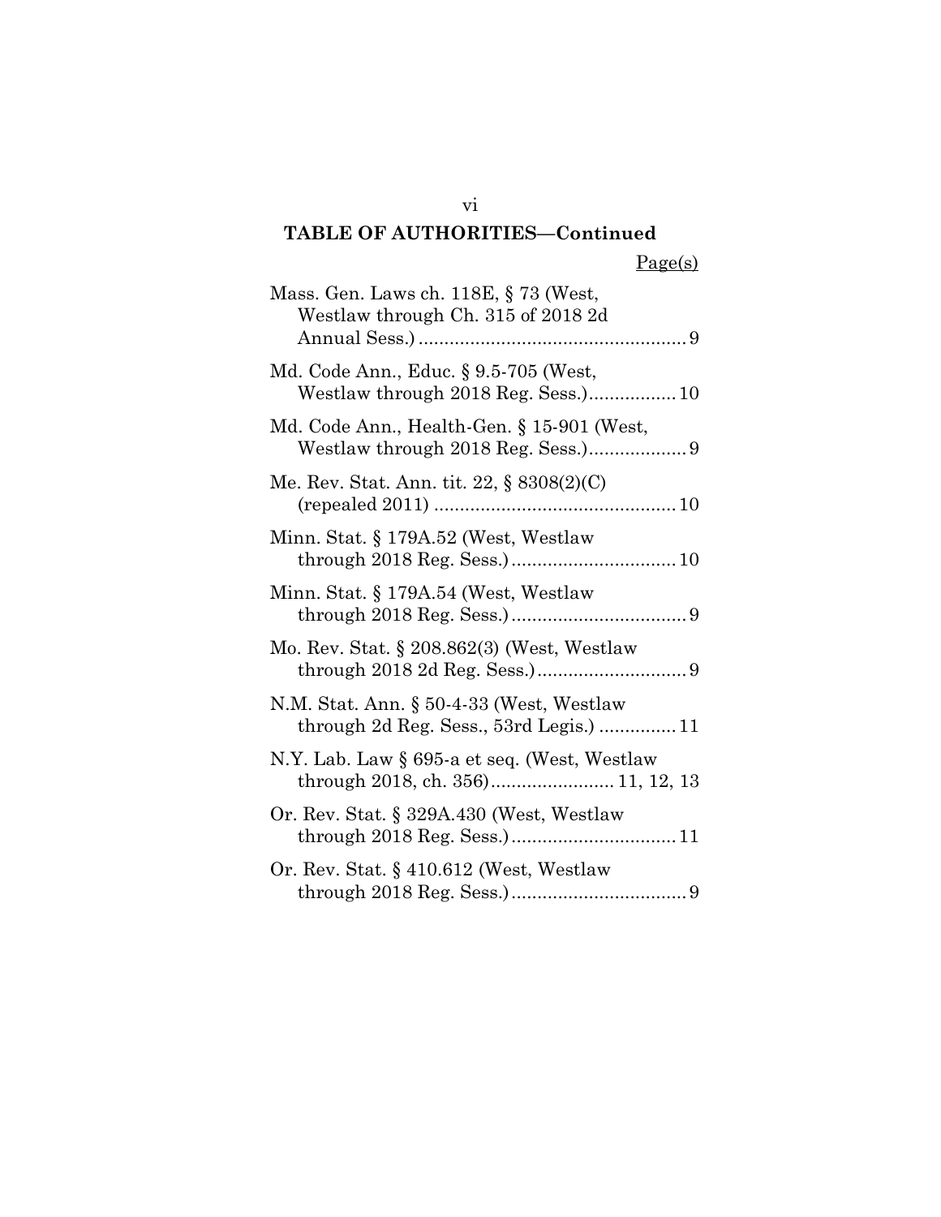## TABLE OF AUTHORITIES—Continued

| | Page(s) |
|---|---|
| Mass. Gen. Laws ch. 118E, § 73 (West, Westlaw through Ch. 315 of 2018 2d Annual Sess.) | 9 |
| Md. Code Ann., Educ. § 9.5-705 (West, Westlaw through 2018 Reg. Sess.) | 10 |
| Md. Code Ann., Health-Gen. § 15-901 (West, Westlaw through 2018 Reg. Sess.) | 9 |
| Me. Rev. Stat. Ann. tit. 22, § 8308(2)(C) (repealed 2011) | 10 |
| Minn. Stat. § 179A.52 (West, Westlaw through 2018 Reg. Sess.) | 10 |
| Minn. Stat. § 179A.54 (West, Westlaw through 2018 Reg. Sess.) | 9 |
| Mo. Rev. Stat. § 208.862(3) (West, Westlaw through 2018 2d Reg. Sess.) | 9 |
| N.M. Stat. Ann. § 50-4-33 (West, Westlaw through 2d Reg. Sess., 53rd Legis.) | 11 |
| N.Y. Lab. Law § 695-a et seq. (West, Westlaw through 2018, ch. 356) | 11, 12, 13 |
| Or. Rev. Stat. § 329A.430 (West, Westlaw through 2018 Reg. Sess.) | 11 |
| Or. Rev. Stat. § 410.612 (West, Westlaw through 2018 Reg. Sess.) | 9 |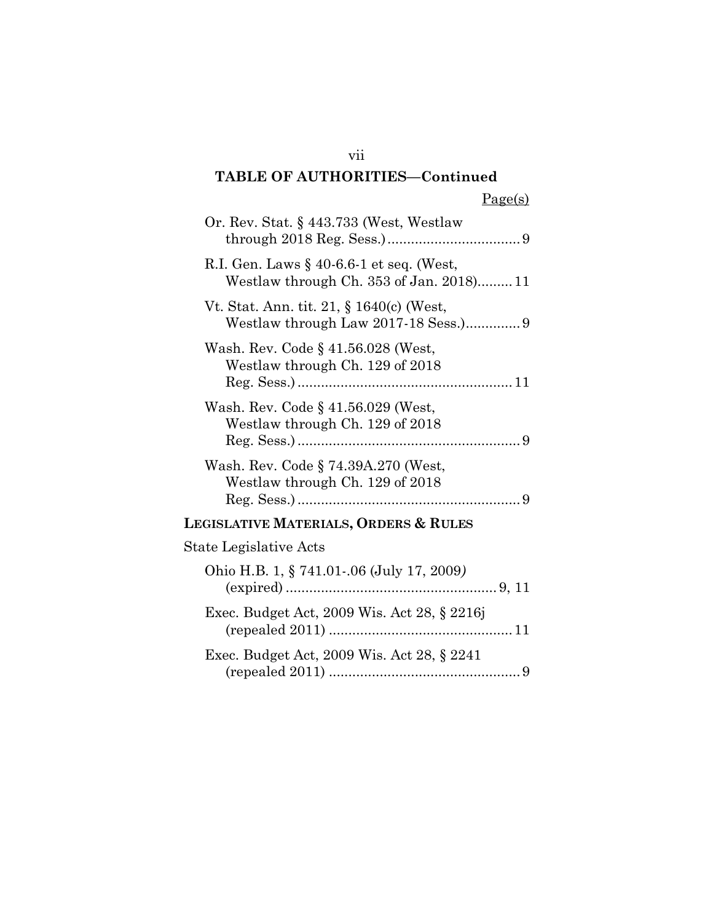**TABLE OF AUTHORITIES—Continued**

Page(s)

Or. Rev. Stat. § 443.733 (West, Westlaw through 2018 Reg. Sess.) .................................. 9

R.I. Gen. Laws § 40-6.6-1 et seq. (West, Westlaw through Ch. 353 of Jan. 2018) ......... 11

Vt. Stat. Ann. tit. 21, § 1640(c) (West, Westlaw through Law 2017-18 Sess.) .............. 9

Wash. Rev. Code § 41.56.028 (West, Westlaw through Ch. 129 of 2018 Reg. Sess.) ....................................................... 11

Wash. Rev. Code § 41.56.029 (West, Westlaw through Ch. 129 of 2018 Reg. Sess.) ......................................................... 9

Wash. Rev. Code § 74.39A.270 (West, Westlaw through Ch. 129 of 2018 Reg. Sess.) ......................................................... 9

**LEGISLATIVE MATERIALS, ORDERS & RULES**

State Legislative Acts

Ohio H.B. 1, § 741.01-.06 (July 17, 2009) (expired) ...................................................... 9, 11

Exec. Budget Act, 2009 Wis. Act 28, § 2216j (repealed 2011) ............................................... 11

Exec. Budget Act, 2009 Wis. Act 28, § 2241 (repealed 2011) ................................................. 9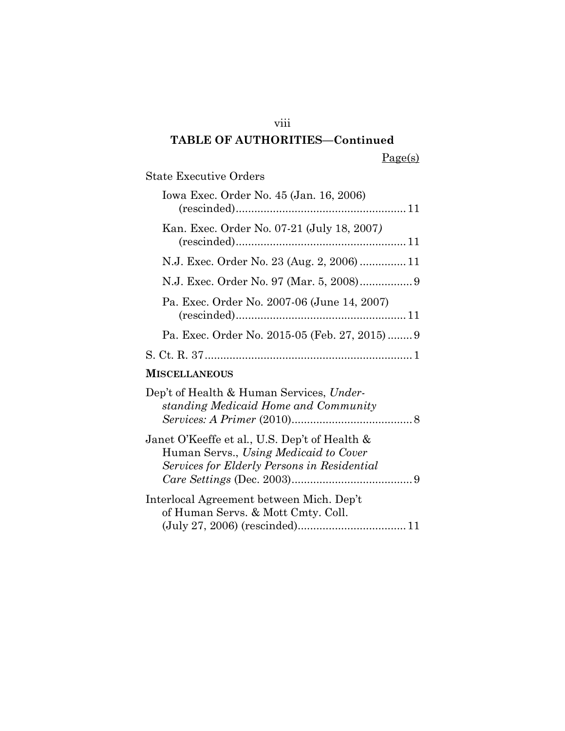## TABLE OF AUTHORITIES—Continued

Page(s)

State Executive Orders

Iowa Exec. Order No. 45 (Jan. 16, 2006) (rescinded) ....... 11

Kan. Exec. Order No. 07-21 (July 18, 2007) (rescinded) ....... 11

N.J. Exec. Order No. 23 (Aug. 2, 2006) ....... 11

N.J. Exec. Order No. 97 (Mar. 5, 2008) ....... 9

Pa. Exec. Order No. 2007-06 (June 14, 2007) (rescinded) ....... 11

Pa. Exec. Order No. 2015-05 (Feb. 27, 2015) ....... 9

S. Ct. R. 37 ....... 1

**MISCELLANEOUS**

Dep't of Health & Human Services, *Understanding Medicaid Home and Community Services: A Primer* (2010) ....... 8

Janet O'Keeffe et al., U.S. Dep't of Health & Human Servs., *Using Medicaid to Cover Services for Elderly Persons in Residential Care Settings* (Dec. 2003) ....... 9

Interlocal Agreement between Mich. Dep't of Human Servs. & Mott Cmty. Coll. (July 27, 2006) (rescinded) ....... 11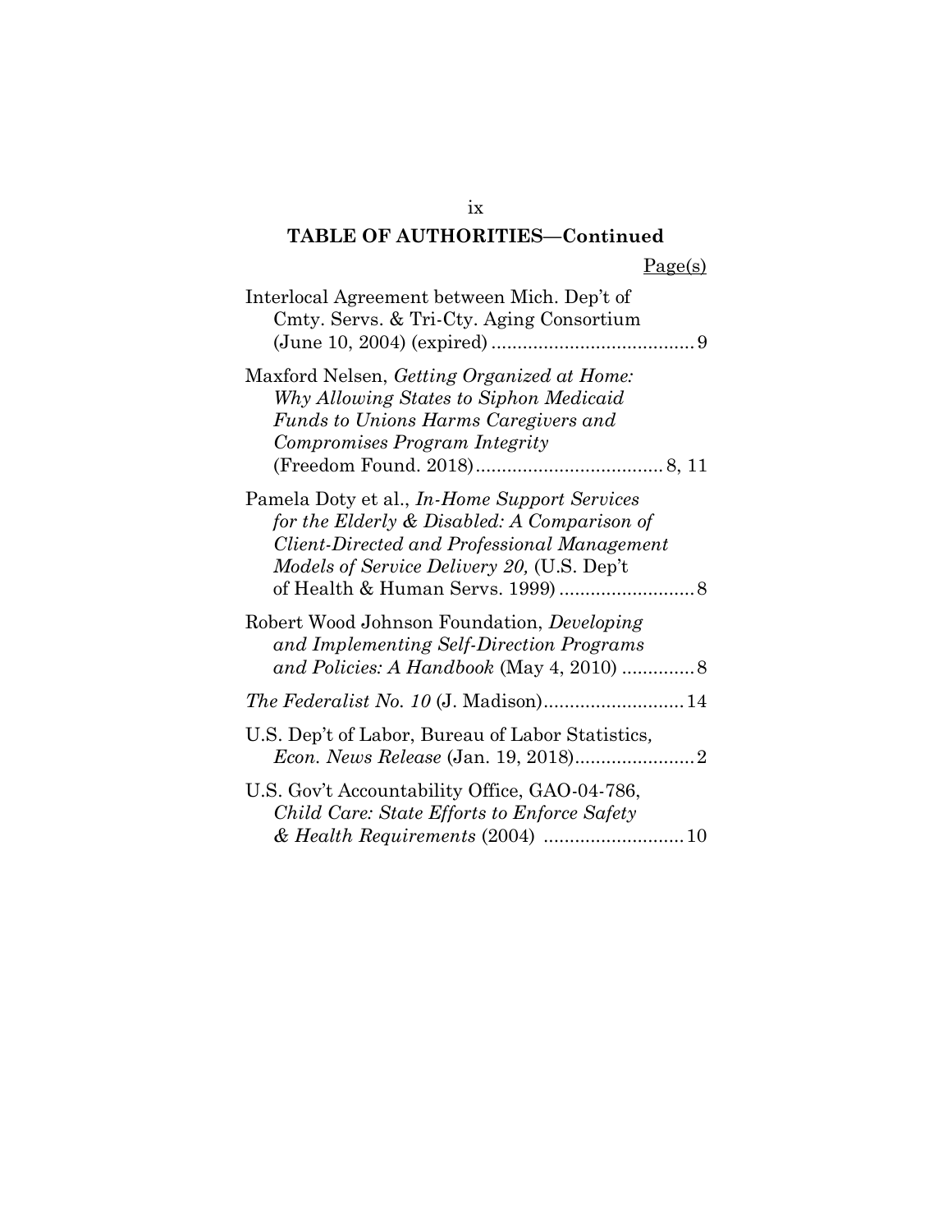## TABLE OF AUTHORITIES—Continued

Page(s)

Interlocal Agreement between Mich. Dep't of Cmty. Servs. & Tri-Cty. Aging Consortium (June 10, 2004) (expired) ....................................... 9

Maxford Nelsen, *Getting Organized at Home: Why Allowing States to Siphon Medicaid Funds to Unions Harms Caregivers and Compromises Program Integrity* (Freedom Found. 2018).................................... 8, 11

Pamela Doty et al., *In-Home Support Services for the Elderly & Disabled: A Comparison of Client-Directed and Professional Management Models of Service Delivery 20,* (U.S. Dep't of Health & Human Servs. 1999) .......................... 8

Robert Wood Johnson Foundation, *Developing and Implementing Self-Direction Programs and Policies: A Handbook* (May 4, 2010) ............. 8

*The Federalist No. 10* (J. Madison)........................... 14

U.S. Dep't of Labor, Bureau of Labor Statistics, *Econ. News Release* (Jan. 19, 2018)....................... 2

U.S. Gov't Accountability Office, GAO-04-786, *Child Care: State Efforts to Enforce Safety & Health Requirements* (2004) ........................... 10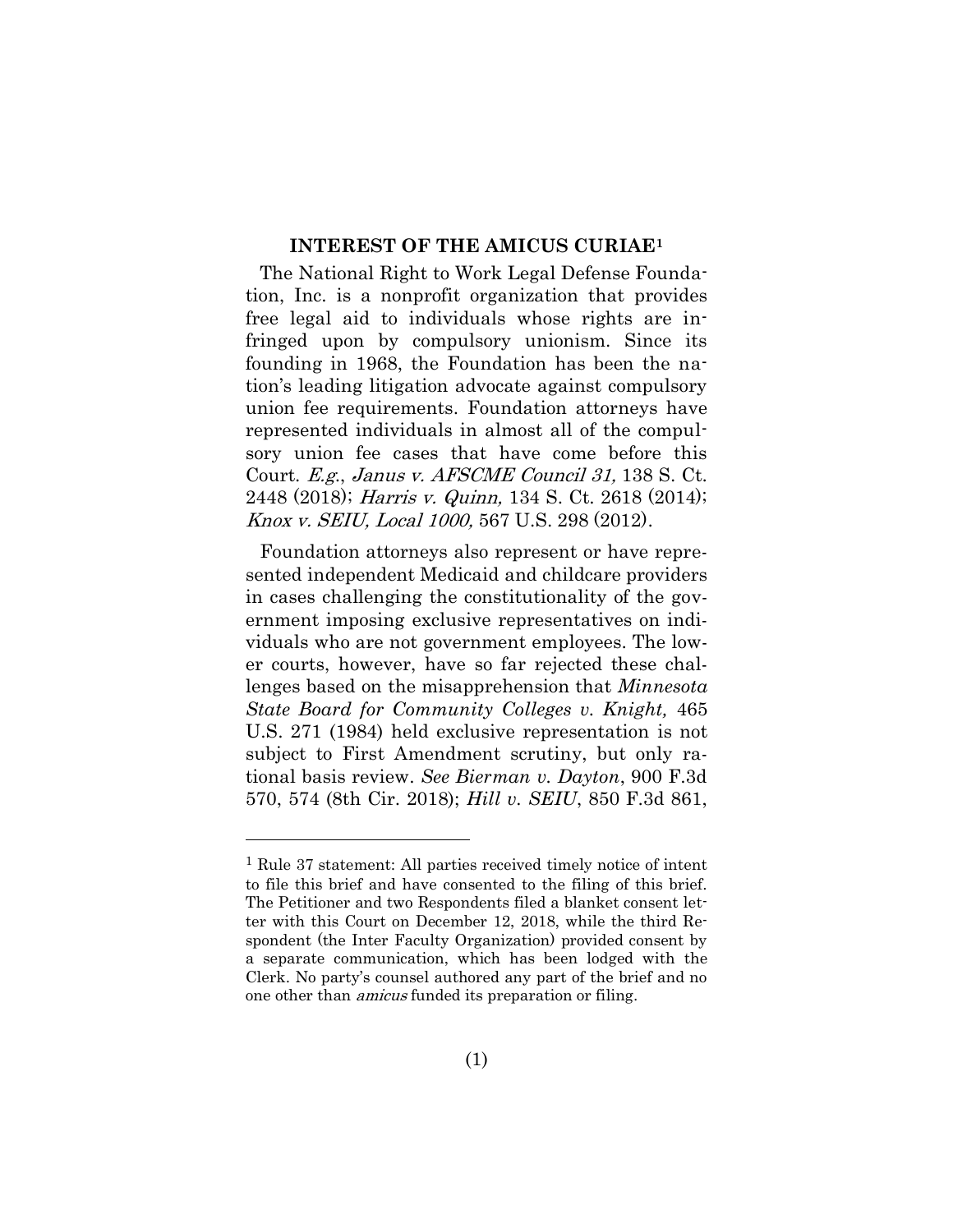## INTEREST OF THE AMICUS CURIAE[1]

The National Right to Work Legal Defense Foundation, Inc. is a nonprofit organization that provides free legal aid to individuals whose rights are infringed upon by compulsory unionism. Since its founding in 1968, the Foundation has been the nation's leading litigation advocate against compulsory union fee requirements. Foundation attorneys have represented individuals in almost all of the compulsory union fee cases that have come before this Court. *E.g.*, *Janus v. AFSCME Council 31,* 138 S. Ct. 2448 (2018); *Harris v. Quinn,* 134 S. Ct. 2618 (2014); *Knox v. SEIU, Local 1000,* 567 U.S. 298 (2012).

Foundation attorneys also represent or have represented independent Medicaid and childcare providers in cases challenging the constitutionality of the government imposing exclusive representatives on individuals who are not government employees. The lower courts, however, have so far rejected these challenges based on the misapprehension that *Minnesota State Board for Community Colleges v. Knight,* 465 U.S. 271 (1984) held exclusive representation is not subject to First Amendment scrutiny, but only rational basis review. *See Bierman v. Dayton*, 900 F.3d 570, 574 (8th Cir. 2018); *Hill v. SEIU*, 850 F.3d 861,

---

[1] Rule 37 statement: All parties received timely notice of intent to file this brief and have consented to the filing of this brief. The Petitioner and two Respondents filed a blanket consent letter with this Court on December 12, 2018, while the third Respondent (the Inter Faculty Organization) provided consent by a separate communication, which has been lodged with the Clerk. No party's counsel authored any part of the brief and no one other than *amicus* funded its preparation or filing.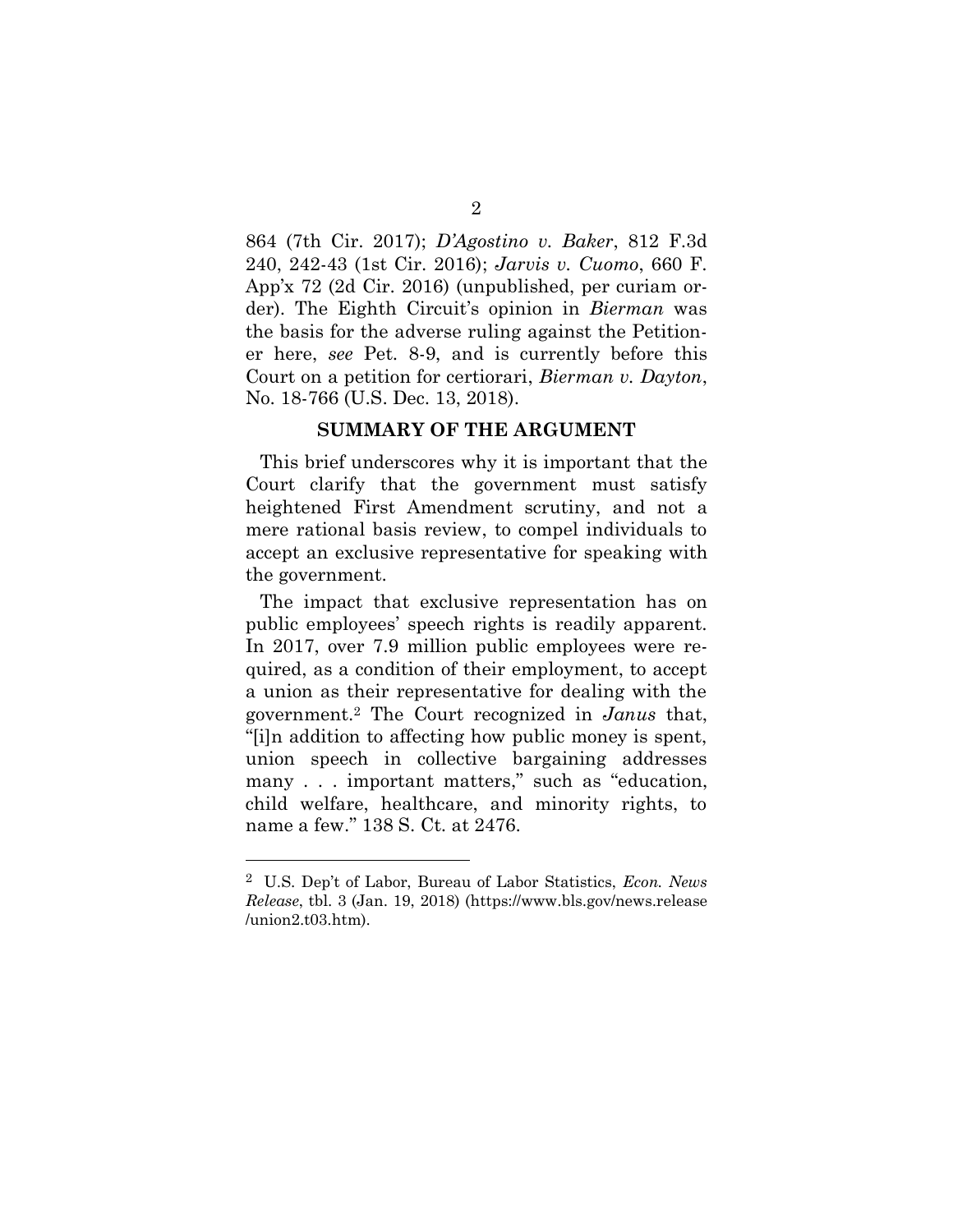864 (7th Cir. 2017); *D'Agostino v. Baker*, 812 F.3d 240, 242-43 (1st Cir. 2016); *Jarvis v. Cuomo*, 660 F. App'x 72 (2d Cir. 2016) (unpublished, per curiam order). The Eighth Circuit's opinion in *Bierman* was the basis for the adverse ruling against the Petitioner here, *see* Pet. 8-9, and is currently before this Court on a petition for certiorari, *Bierman v. Dayton*, No. 18-766 (U.S. Dec. 13, 2018).

## SUMMARY OF THE ARGUMENT

This brief underscores why it is important that the Court clarify that the government must satisfy heightened First Amendment scrutiny, and not a mere rational basis review, to compel individuals to accept an exclusive representative for speaking with the government.

The impact that exclusive representation has on public employees' speech rights is readily apparent. In 2017, over 7.9 million public employees were required, as a condition of their employment, to accept a union as their representative for dealing with the government.[2] The Court recognized in *Janus* that, "[i]n addition to affecting how public money is spent, union speech in collective bargaining addresses many . . . important matters," such as "education, child welfare, healthcare, and minority rights, to name a few." 138 S. Ct. at 2476.

---

[2] U.S. Dep't of Labor, Bureau of Labor Statistics, *Econ. News Release*, tbl. 3 (Jan. 19, 2018) (https://www.bls.gov/news.release/union2.t03.htm).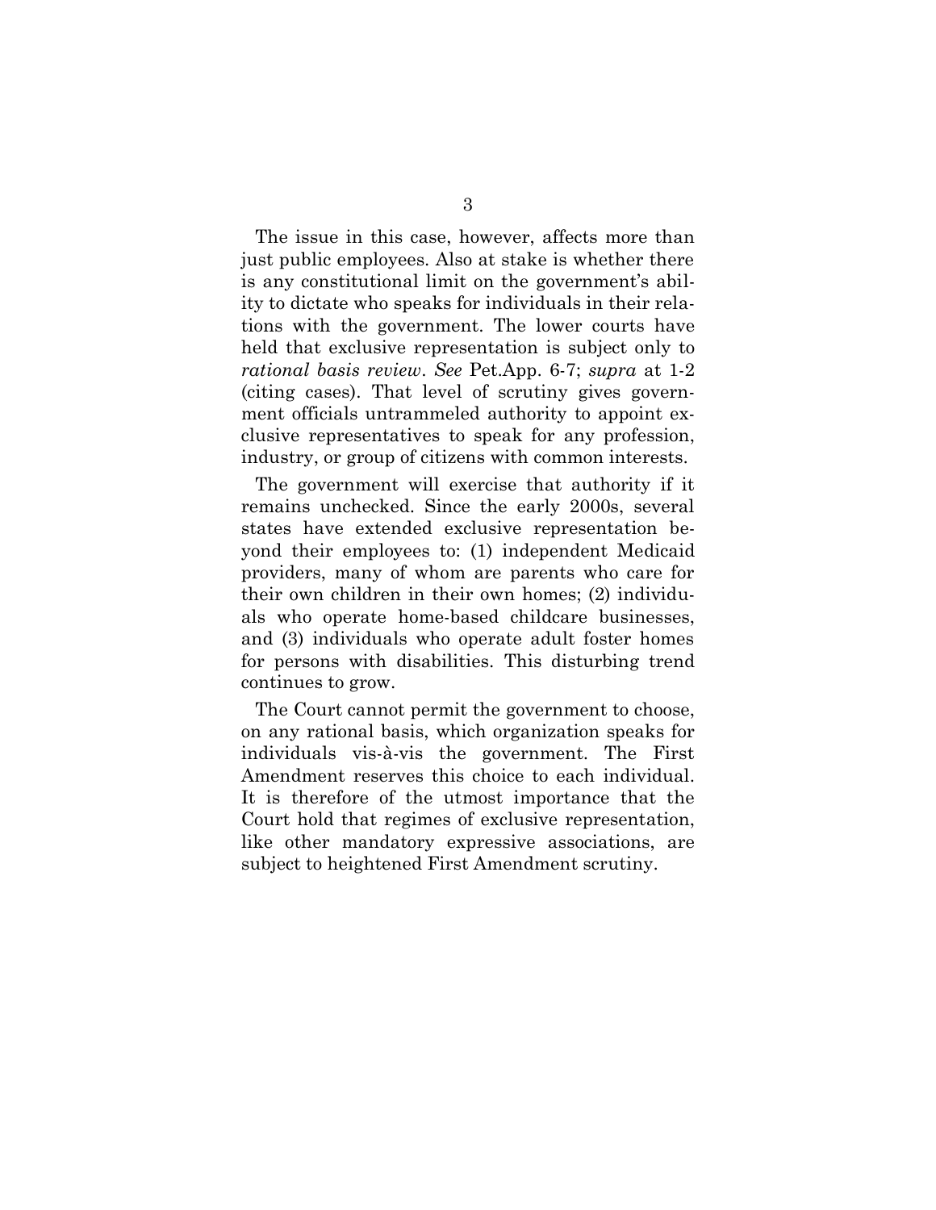The issue in this case, however, affects more than just public employees. Also at stake is whether there is any constitutional limit on the government's ability to dictate who speaks for individuals in their relations with the government. The lower courts have held that exclusive representation is subject only to *rational basis review*. *See* Pet.App. 6-7; *supra* at 1-2 (citing cases). That level of scrutiny gives government officials untrammeled authority to appoint exclusive representatives to speak for any profession, industry, or group of citizens with common interests.

The government will exercise that authority if it remains unchecked. Since the early 2000s, several states have extended exclusive representation beyond their employees to: (1) independent Medicaid providers, many of whom are parents who care for their own children in their own homes; (2) individuals who operate home-based childcare businesses, and (3) individuals who operate adult foster homes for persons with disabilities. This disturbing trend continues to grow.

The Court cannot permit the government to choose, on any rational basis, which organization speaks for individuals vis-à-vis the government. The First Amendment reserves this choice to each individual. It is therefore of the utmost importance that the Court hold that regimes of exclusive representation, like other mandatory expressive associations, are subject to heightened First Amendment scrutiny.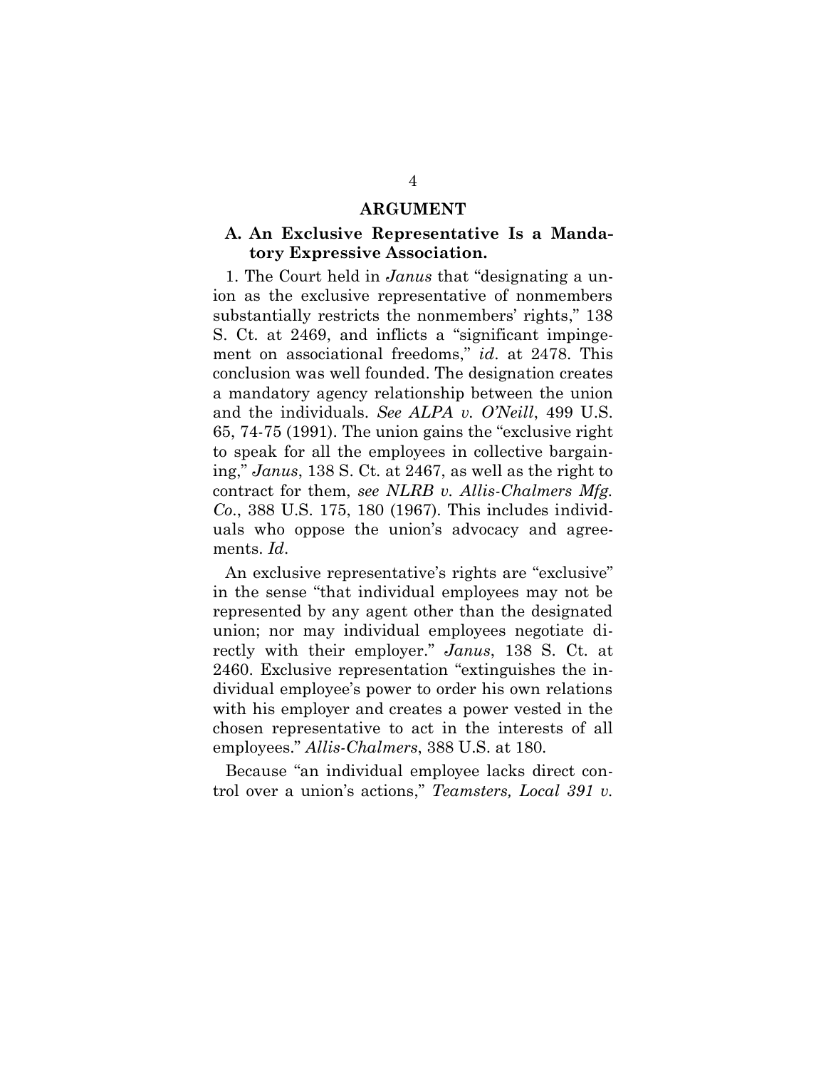## ARGUMENT

### A. An Exclusive Representative Is a Mandatory Expressive Association.

1. The Court held in *Janus* that "designating a union as the exclusive representative of nonmembers substantially restricts the nonmembers' rights," 138 S. Ct. at 2469, and inflicts a "significant impingement on associational freedoms," *id*. at 2478. This conclusion was well founded. The designation creates a mandatory agency relationship between the union and the individuals. *See ALPA v. O'Neill*, 499 U.S. 65, 74-75 (1991). The union gains the "exclusive right to speak for all the employees in collective bargaining," *Janus*, 138 S. Ct. at 2467, as well as the right to contract for them, *see NLRB v. Allis-Chalmers Mfg. Co.*, 388 U.S. 175, 180 (1967). This includes individuals who oppose the union's advocacy and agreements. *Id*.

An exclusive representative's rights are "exclusive" in the sense "that individual employees may not be represented by any agent other than the designated union; nor may individual employees negotiate directly with their employer." *Janus*, 138 S. Ct. at 2460. Exclusive representation "extinguishes the individual employee's power to order his own relations with his employer and creates a power vested in the chosen representative to act in the interests of all employees." *Allis-Chalmers*, 388 U.S. at 180.

Because "an individual employee lacks direct control over a union's actions," *Teamsters, Local 391 v.*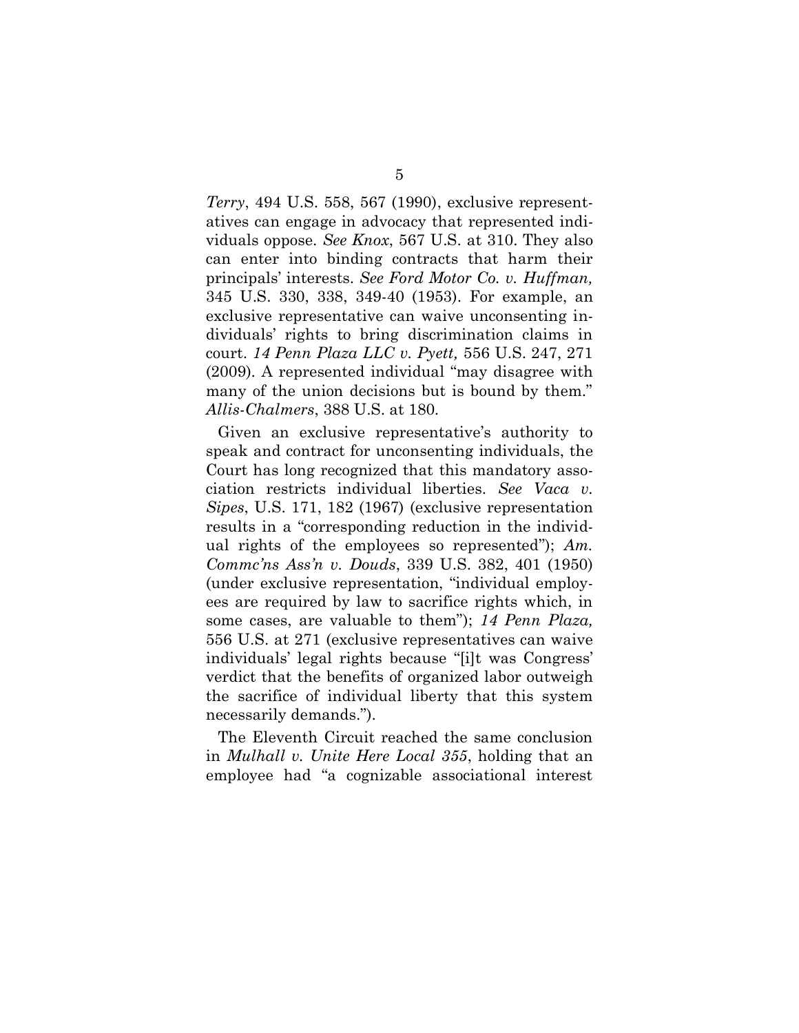*Terry*, 494 U.S. 558, 567 (1990), exclusive representatives can engage in advocacy that represented individuals oppose. *See Knox*, 567 U.S. at 310. They also can enter into binding contracts that harm their principals' interests. *See Ford Motor Co. v. Huffman,* 345 U.S. 330, 338, 349-40 (1953). For example, an exclusive representative can waive unconsenting individuals' rights to bring discrimination claims in court. *14 Penn Plaza LLC v. Pyett,* 556 U.S. 247, 271 (2009). A represented individual "may disagree with many of the union decisions but is bound by them." *Allis-Chalmers*, 388 U.S. at 180.

Given an exclusive representative's authority to speak and contract for unconsenting individuals, the Court has long recognized that this mandatory association restricts individual liberties. *See Vaca v. Sipes*, U.S. 171, 182 (1967) (exclusive representation results in a "corresponding reduction in the individual rights of the employees so represented"); *Am. Commc'ns Ass'n v. Douds*, 339 U.S. 382, 401 (1950) (under exclusive representation, "individual employees are required by law to sacrifice rights which, in some cases, are valuable to them"); *14 Penn Plaza,* 556 U.S. at 271 (exclusive representatives can waive individuals' legal rights because "[i]t was Congress' verdict that the benefits of organized labor outweigh the sacrifice of individual liberty that this system necessarily demands.").

The Eleventh Circuit reached the same conclusion in *Mulhall v. Unite Here Local 355*, holding that an employee had "a cognizable associational interest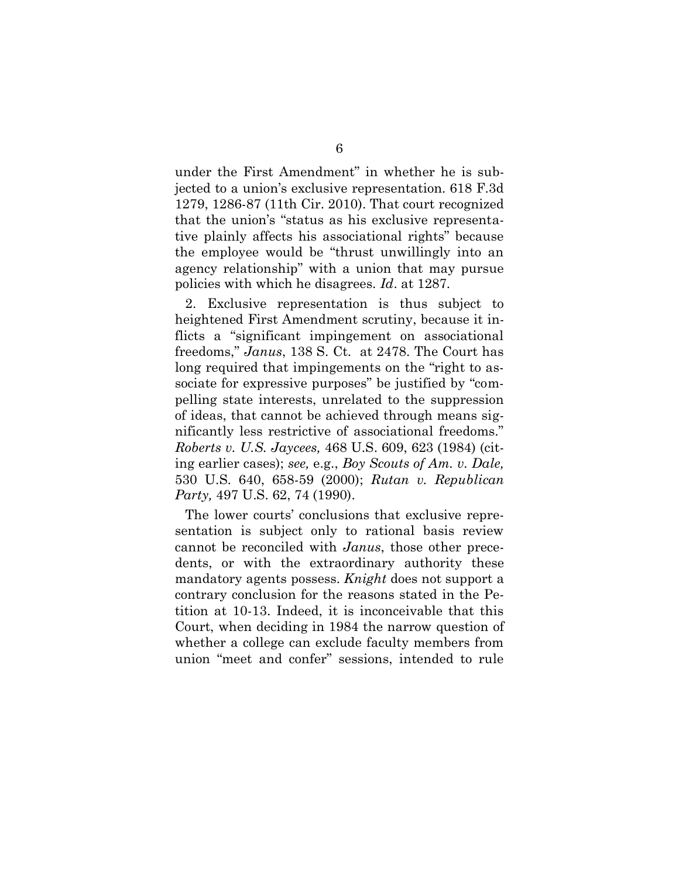under the First Amendment" in whether he is subjected to a union's exclusive representation. 618 F.3d 1279, 1286-87 (11th Cir. 2010). That court recognized that the union's "status as his exclusive representative plainly affects his associational rights" because the employee would be "thrust unwillingly into an agency relationship" with a union that may pursue policies with which he disagrees. *Id*. at 1287.

2. Exclusive representation is thus subject to heightened First Amendment scrutiny, because it inflicts a "significant impingement on associational freedoms," *Janus*, 138 S. Ct. at 2478. The Court has long required that impingements on the "right to associate for expressive purposes" be justified by "compelling state interests, unrelated to the suppression of ideas, that cannot be achieved through means significantly less restrictive of associational freedoms." *Roberts v. U.S. Jaycees,* 468 U.S. 609, 623 (1984) (citing earlier cases); *see,* e.g., *Boy Scouts of Am. v. Dale,* 530 U.S. 640, 658-59 (2000); *Rutan v. Republican Party,* 497 U.S. 62, 74 (1990).

The lower courts' conclusions that exclusive representation is subject only to rational basis review cannot be reconciled with *Janus*, those other precedents, or with the extraordinary authority these mandatory agents possess. *Knight* does not support a contrary conclusion for the reasons stated in the Petition at 10-13. Indeed, it is inconceivable that this Court, when deciding in 1984 the narrow question of whether a college can exclude faculty members from union "meet and confer" sessions, intended to rule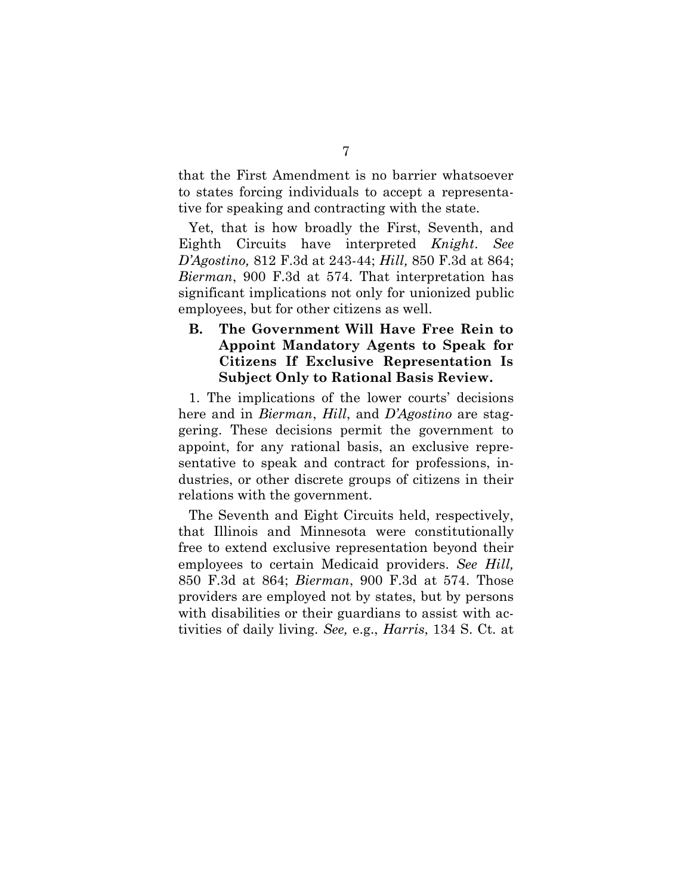that the First Amendment is no barrier whatsoever to states forcing individuals to accept a representative for speaking and contracting with the state.

Yet, that is how broadly the First, Seventh, and Eighth Circuits have interpreted *Knight*. *See D'Agostino,* 812 F.3d at 243-44; *Hill,* 850 F.3d at 864; *Bierman*, 900 F.3d at 574. That interpretation has significant implications not only for unionized public employees, but for other citizens as well.

### B. The Government Will Have Free Rein to Appoint Mandatory Agents to Speak for Citizens If Exclusive Representation Is Subject Only to Rational Basis Review.

1. The implications of the lower courts' decisions here and in *Bierman*, *Hill*, and *D'Agostino* are staggering. These decisions permit the government to appoint, for any rational basis, an exclusive representative to speak and contract for professions, industries, or other discrete groups of citizens in their relations with the government.

The Seventh and Eight Circuits held, respectively, that Illinois and Minnesota were constitutionally free to extend exclusive representation beyond their employees to certain Medicaid providers. *See Hill,* 850 F.3d at 864; *Bierman*, 900 F.3d at 574. Those providers are employed not by states, but by persons with disabilities or their guardians to assist with activities of daily living. *See,* e.g., *Harris*, 134 S. Ct. at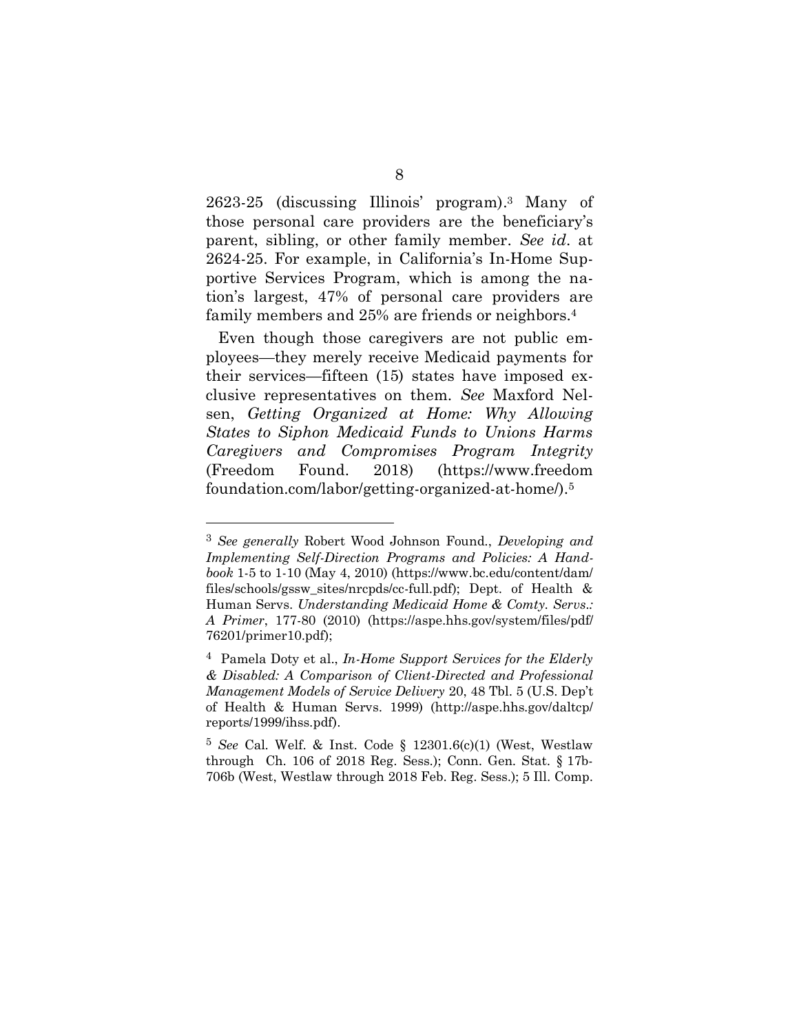2623-25 (discussing Illinois' program).[3] Many of those personal care providers are the beneficiary's parent, sibling, or other family member. *See id*. at 2624-25. For example, in California's In-Home Supportive Services Program, which is among the nation's largest, 47% of personal care providers are family members and 25% are friends or neighbors.[4]

Even though those caregivers are not public employees—they merely receive Medicaid payments for their services—fifteen (15) states have imposed exclusive representatives on them. *See* Maxford Nelsen, *Getting Organized at Home: Why Allowing States to Siphon Medicaid Funds to Unions Harms Caregivers and Compromises Program Integrity* (Freedom Found. 2018) (https://www.freedomfoundation.com/labor/getting-organized-at-home/).[5]

---

[3] *See generally* Robert Wood Johnson Found., *Developing and Implementing Self-Direction Programs and Policies: A Handbook* 1-5 to 1-10 (May 4, 2010) (https://www.bc.edu/content/dam/files/schools/gssw_sites/nrcpds/cc-full.pdf); Dept. of Health & Human Servs. *Understanding Medicaid Home & Comty. Servs.: A Primer*, 177-80 (2010) (https://aspe.hhs.gov/system/files/pdf/76201/primer10.pdf);

[4] Pamela Doty et al., *In-Home Support Services for the Elderly & Disabled: A Comparison of Client-Directed and Professional Management Models of Service Delivery* 20, 48 Tbl. 5 (U.S. Dep't of Health & Human Servs. 1999) (http://aspe.hhs.gov/daltcp/reports/1999/ihss.pdf).

[5] *See* Cal. Welf. & Inst. Code § 12301.6(c)(1) (West, Westlaw through Ch. 106 of 2018 Reg. Sess.); Conn. Gen. Stat. § 17b-706b (West, Westlaw through 2018 Feb. Reg. Sess.); 5 Ill. Comp.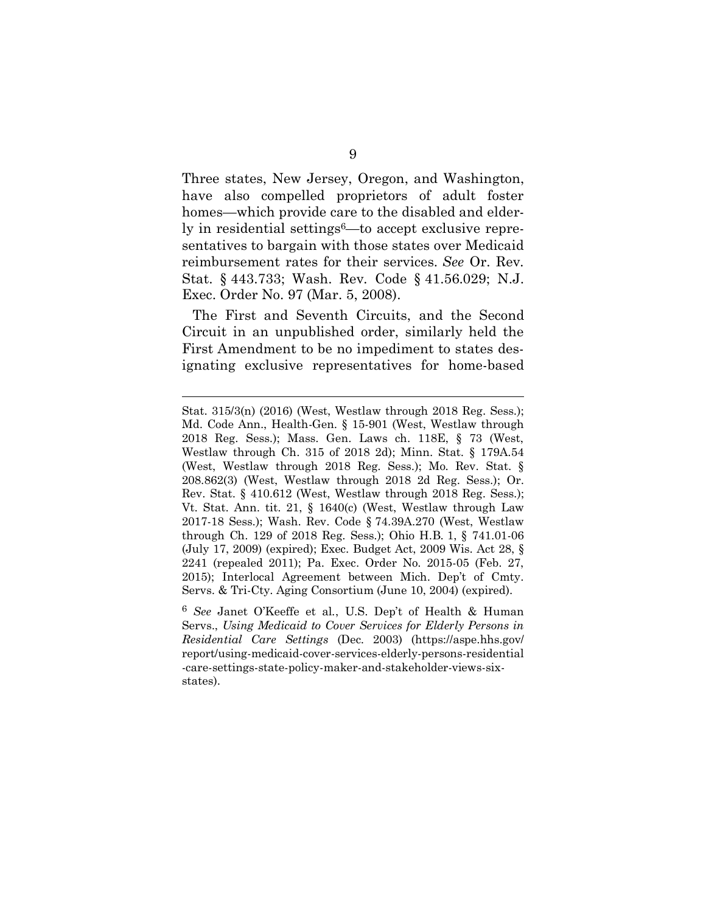Three states, New Jersey, Oregon, and Washington, have also compelled proprietors of adult foster homes—which provide care to the disabled and elderly in residential settings[6]—to accept exclusive representatives to bargain with those states over Medicaid reimbursement rates for their services. *See* Or. Rev. Stat. § 443.733; Wash. Rev. Code § 41.56.029; N.J. Exec. Order No. 97 (Mar. 5, 2008).

The First and Seventh Circuits, and the Second Circuit in an unpublished order, similarly held the First Amendment to be no impediment to states designating exclusive representatives for home-based

---

Stat. 315/3(n) (2016) (West, Westlaw through 2018 Reg. Sess.); Md. Code Ann., Health-Gen. § 15-901 (West, Westlaw through 2018 Reg. Sess.); Mass. Gen. Laws ch. 118E, § 73 (West, Westlaw through Ch. 315 of 2018 2d); Minn. Stat. § 179A.54 (West, Westlaw through 2018 Reg. Sess.); Mo. Rev. Stat. § 208.862(3) (West, Westlaw through 2018 2d Reg. Sess.); Or. Rev. Stat. § 410.612 (West, Westlaw through 2018 Reg. Sess.); Vt. Stat. Ann. tit. 21, § 1640(c) (West, Westlaw through Law 2017-18 Sess.); Wash. Rev. Code § 74.39A.270 (West, Westlaw through Ch. 129 of 2018 Reg. Sess.); Ohio H.B. 1, § 741.01-06 (July 17, 2009) (expired); Exec. Budget Act, 2009 Wis. Act 28, § 2241 (repealed 2011); Pa. Exec. Order No. 2015-05 (Feb. 27, 2015); Interlocal Agreement between Mich. Dep't of Cmty. Servs. & Tri-Cty. Aging Consortium (June 10, 2004) (expired).

[6] *See* Janet O'Keeffe et al., U.S. Dep't of Health & Human Servs., *Using Medicaid to Cover Services for Elderly Persons in Residential Care Settings* (Dec. 2003) (https://aspe.hhs.gov/report/using-medicaid-cover-services-elderly-persons-residential-care-settings-state-policy-maker-and-stakeholder-views-six-states).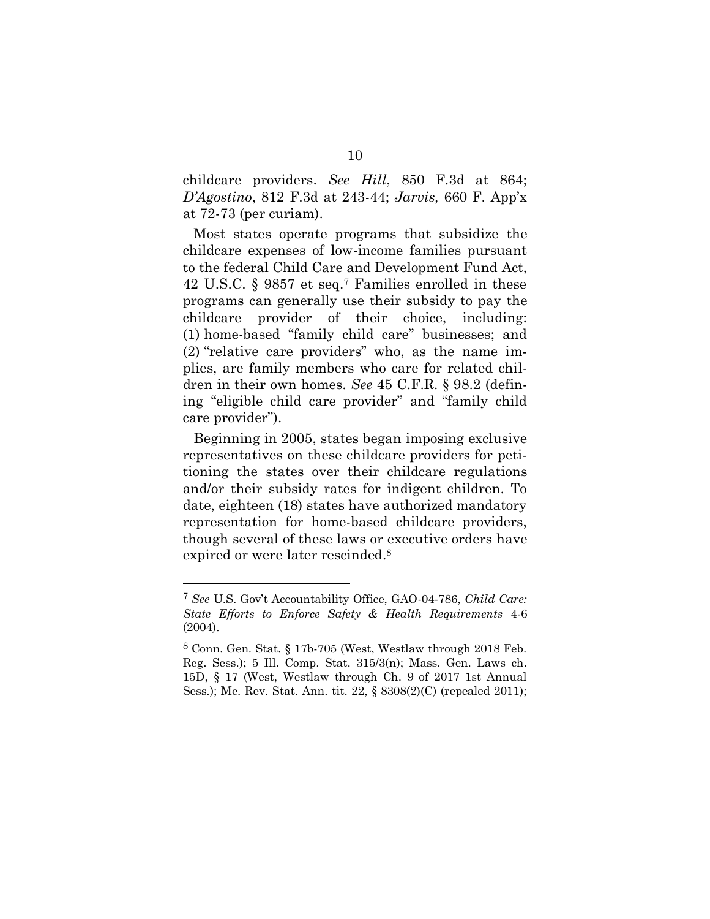childcare providers. *See Hill*, 850 F.3d at 864; *D'Agostino*, 812 F.3d at 243-44; *Jarvis,* 660 F. App'x at 72-73 (per curiam).

Most states operate programs that subsidize the childcare expenses of low-income families pursuant to the federal Child Care and Development Fund Act, 42 U.S.C. § 9857 et seq.[7] Families enrolled in these programs can generally use their subsidy to pay the childcare provider of their choice, including: (1) home-based "family child care" businesses; and (2) "relative care providers" who, as the name implies, are family members who care for related children in their own homes. *See* 45 C.F.R. § 98.2 (defining "eligible child care provider" and "family child care provider").

Beginning in 2005, states began imposing exclusive representatives on these childcare providers for petitioning the states over their childcare regulations and/or their subsidy rates for indigent children. To date, eighteen (18) states have authorized mandatory representation for home-based childcare providers, though several of these laws or executive orders have expired or were later rescinded.[8]

---

[7] *See* U.S. Gov't Accountability Office, GAO-04-786, *Child Care: State Efforts to Enforce Safety & Health Requirements* 4-6 (2004).

[8] Conn. Gen. Stat. § 17b-705 (West, Westlaw through 2018 Feb. Reg. Sess.); 5 Ill. Comp. Stat. 315/3(n); Mass. Gen. Laws ch. 15D, § 17 (West, Westlaw through Ch. 9 of 2017 1st Annual Sess.); Me. Rev. Stat. Ann. tit. 22, § 8308(2)(C) (repealed 2011);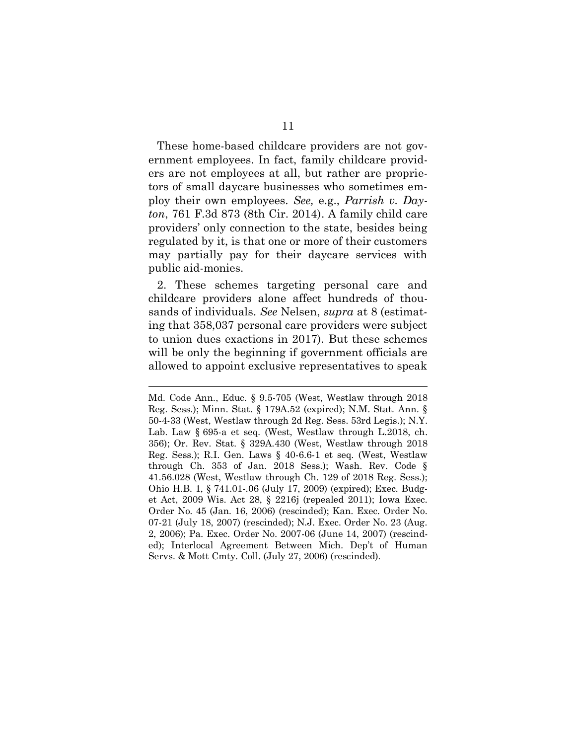These home-based childcare providers are not government employees. In fact, family childcare providers are not employees at all, but rather are proprietors of small daycare businesses who sometimes employ their own employees. *See,* e.g., *Parrish v. Dayton*, 761 F.3d 873 (8th Cir. 2014). A family child care providers' only connection to the state, besides being regulated by it, is that one or more of their customers may partially pay for their daycare services with public aid-monies.

2. These schemes targeting personal care and childcare providers alone affect hundreds of thousands of individuals. *See* Nelsen, *supra* at 8 (estimating that 358,037 personal care providers were subject to union dues exactions in 2017). But these schemes will be only the beginning if government officials are allowed to appoint exclusive representatives to speak

---

Md. Code Ann., Educ. § 9.5-705 (West, Westlaw through 2018 Reg. Sess.); Minn. Stat. § 179A.52 (expired); N.M. Stat. Ann. § 50-4-33 (West, Westlaw through 2d Reg. Sess. 53rd Legis.); N.Y. Lab. Law § 695-a et seq. (West, Westlaw through L.2018, ch. 356); Or. Rev. Stat. § 329A.430 (West, Westlaw through 2018 Reg. Sess.); R.I. Gen. Laws § 40-6.6-1 et seq. (West, Westlaw through Ch. 353 of Jan. 2018 Sess.); Wash. Rev. Code § 41.56.028 (West, Westlaw through Ch. 129 of 2018 Reg. Sess.); Ohio H.B. 1, § 741.01-.06 (July 17, 2009) (expired); Exec. Budget Act, 2009 Wis. Act 28, § 2216j (repealed 2011); Iowa Exec. Order No. 45 (Jan. 16, 2006) (rescinded); Kan. Exec. Order No. 07-21 (July 18, 2007) (rescinded); N.J. Exec. Order No. 23 (Aug. 2, 2006); Pa. Exec. Order No. 2007-06 (June 14, 2007) (rescinded); Interlocal Agreement Between Mich. Dep't of Human Servs. & Mott Cmty. Coll. (July 27, 2006) (rescinded).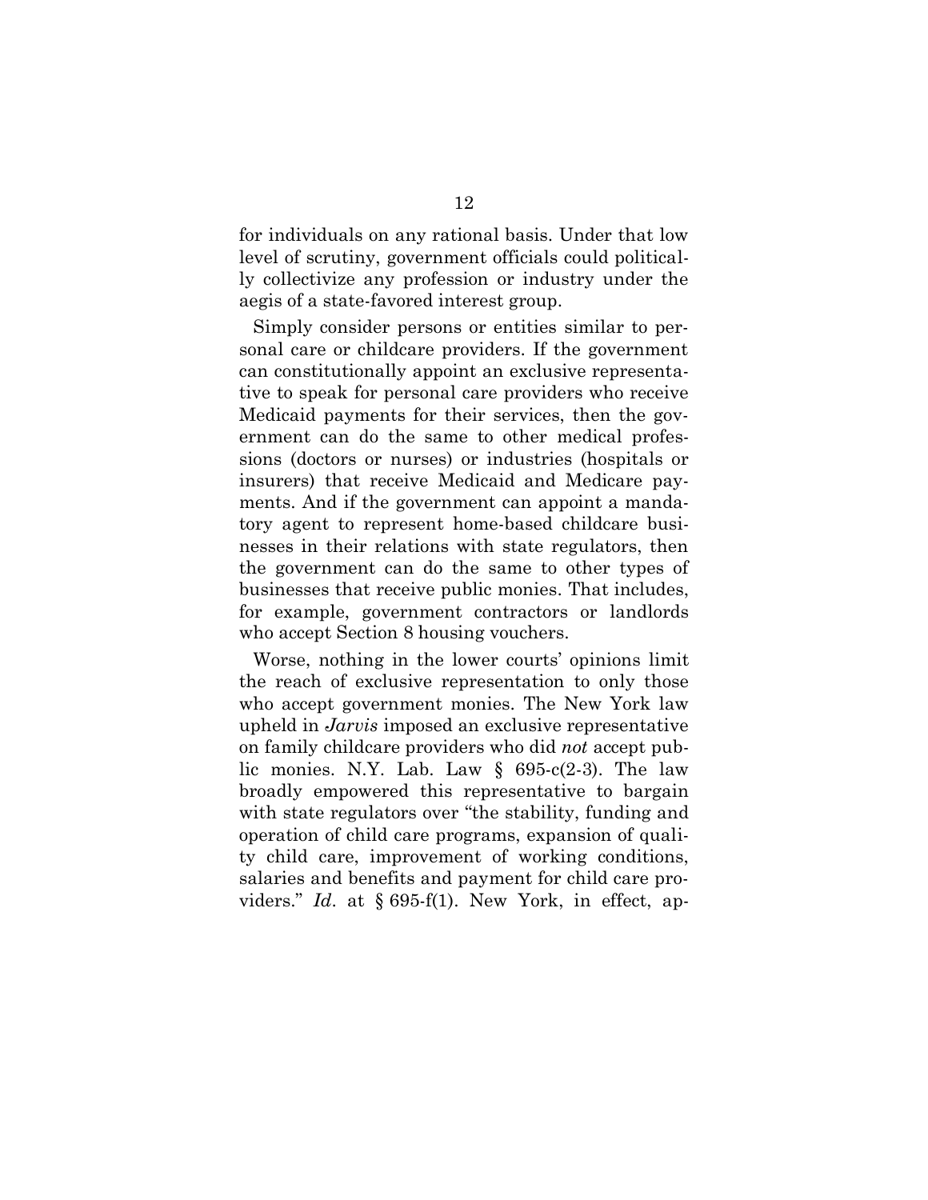for individuals on any rational basis. Under that low level of scrutiny, government officials could politically collectivize any profession or industry under the aegis of a state-favored interest group.

Simply consider persons or entities similar to personal care or childcare providers. If the government can constitutionally appoint an exclusive representative to speak for personal care providers who receive Medicaid payments for their services, then the government can do the same to other medical professions (doctors or nurses) or industries (hospitals or insurers) that receive Medicaid and Medicare payments. And if the government can appoint a mandatory agent to represent home-based childcare businesses in their relations with state regulators, then the government can do the same to other types of businesses that receive public monies. That includes, for example, government contractors or landlords who accept Section 8 housing vouchers.

Worse, nothing in the lower courts' opinions limit the reach of exclusive representation to only those who accept government monies. The New York law upheld in *Jarvis* imposed an exclusive representative on family childcare providers who did *not* accept public monies. N.Y. Lab. Law § 695-c(2-3). The law broadly empowered this representative to bargain with state regulators over "the stability, funding and operation of child care programs, expansion of quality child care, improvement of working conditions, salaries and benefits and payment for child care providers." *Id*. at § 695-f(1). New York, in effect, ap-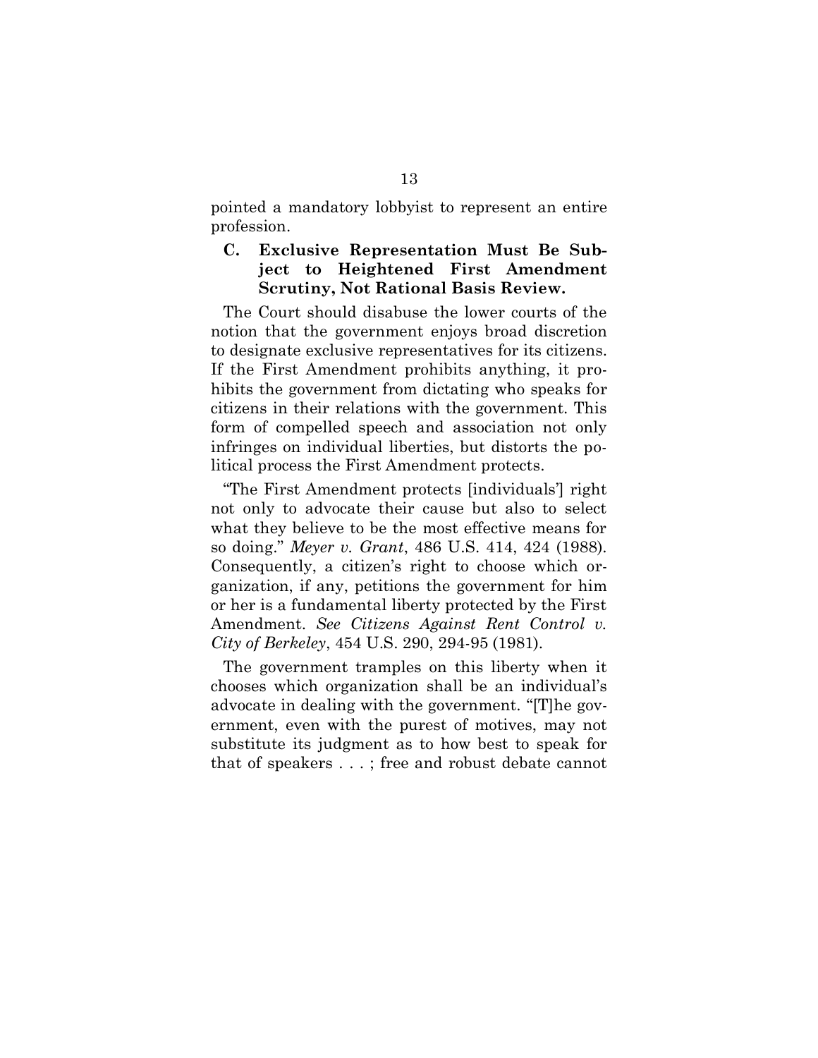pointed a mandatory lobbyist to represent an entire profession.

### C. Exclusive Representation Must Be Subject to Heightened First Amendment Scrutiny, Not Rational Basis Review.

The Court should disabuse the lower courts of the notion that the government enjoys broad discretion to designate exclusive representatives for its citizens. If the First Amendment prohibits anything, it prohibits the government from dictating who speaks for citizens in their relations with the government. This form of compelled speech and association not only infringes on individual liberties, but distorts the political process the First Amendment protects.

"The First Amendment protects [individuals'] right not only to advocate their cause but also to select what they believe to be the most effective means for so doing." *Meyer v. Grant*, 486 U.S. 414, 424 (1988). Consequently, a citizen's right to choose which organization, if any, petitions the government for him or her is a fundamental liberty protected by the First Amendment. *See Citizens Against Rent Control v. City of Berkeley*, 454 U.S. 290, 294-95 (1981).

The government tramples on this liberty when it chooses which organization shall be an individual's advocate in dealing with the government. "[T]he government, even with the purest of motives, may not substitute its judgment as to how best to speak for that of speakers . . . ; free and robust debate cannot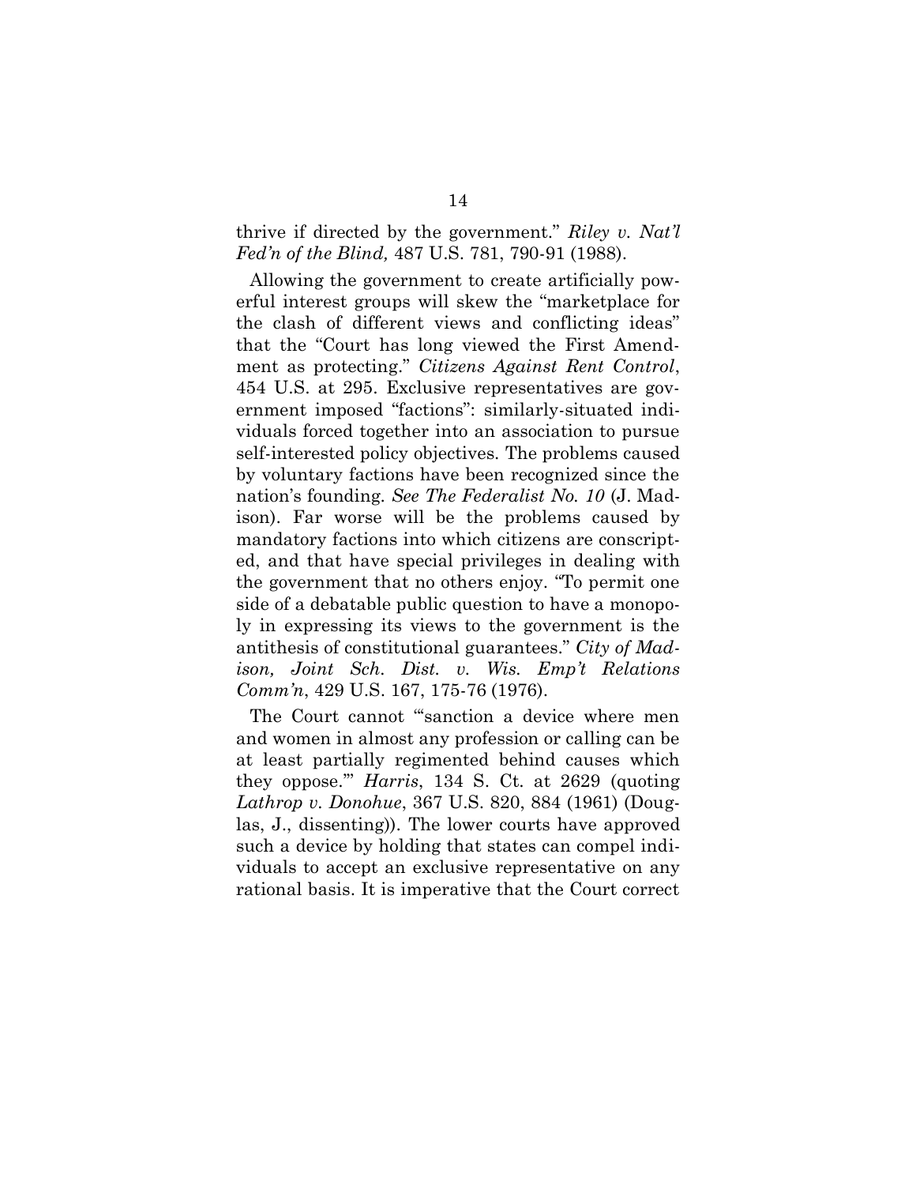thrive if directed by the government." *Riley v. Nat'l Fed'n of the Blind,* 487 U.S. 781, 790-91 (1988).

Allowing the government to create artificially powerful interest groups will skew the "marketplace for the clash of different views and conflicting ideas" that the "Court has long viewed the First Amendment as protecting." *Citizens Against Rent Control*, 454 U.S. at 295. Exclusive representatives are government imposed "factions": similarly-situated individuals forced together into an association to pursue self-interested policy objectives. The problems caused by voluntary factions have been recognized since the nation's founding. *See The Federalist No. 10* (J. Madison). Far worse will be the problems caused by mandatory factions into which citizens are conscripted, and that have special privileges in dealing with the government that no others enjoy. "To permit one side of a debatable public question to have a monopoly in expressing its views to the government is the antithesis of constitutional guarantees." *City of Madison, Joint Sch. Dist. v. Wis. Emp't Relations Comm'n*, 429 U.S. 167, 175-76 (1976).

The Court cannot "'sanction a device where men and women in almost any profession or calling can be at least partially regimented behind causes which they oppose.'" *Harris*, 134 S. Ct. at 2629 (quoting *Lathrop v. Donohue*, 367 U.S. 820, 884 (1961) (Douglas, J., dissenting)). The lower courts have approved such a device by holding that states can compel individuals to accept an exclusive representative on any rational basis. It is imperative that the Court correct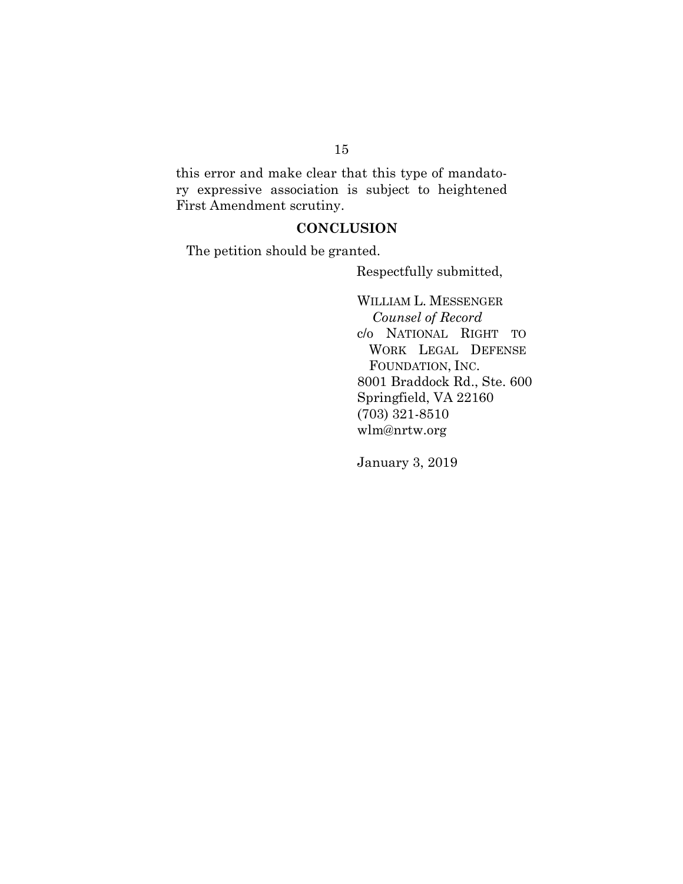this error and make clear that this type of mandatory expressive association is subject to heightened First Amendment scrutiny.

## CONCLUSION

The petition should be granted.

Respectfully submitted,

WILLIAM L. MESSENGER
*Counsel of Record*
c/o NATIONAL RIGHT TO WORK LEGAL DEFENSE FOUNDATION, INC.
8001 Braddock Rd., Ste. 600
Springfield, VA 22160
(703) 321-8510
wlm@nrtw.org

January 3, 2019